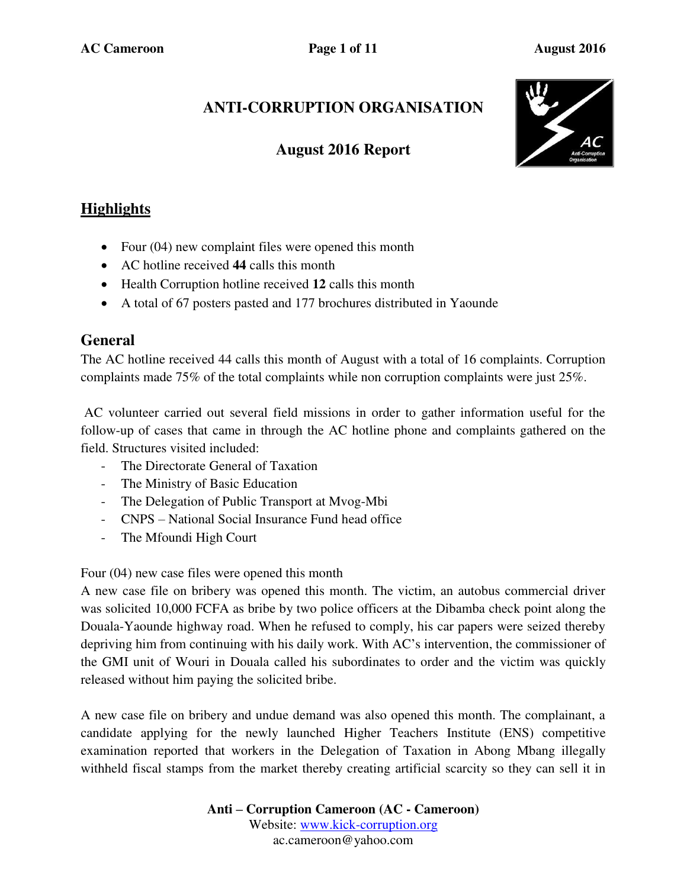# ANTI-CORRUPTION ORGANISATION

## August 2016 Report

## Highlights

- Four (04) new complaint files were opened this month
- AC hotline received **44** calls this month
- Health Corruption hotline received **12** calls this month
- A total of 67 posters pasted and 177 brochures distributed in Yaounde

## General

The AC hotline received 44 calls this month of August with a total of 16 complaints. Corruption complaints made 75% of the total complaints while non corruption complaints were just 25%.

AC volunteer carried out several field missions in order to gather information useful for the follow-up of cases that came in through the AC hotline phone and complaints gathered on the field. Structures visited included:

- The Directorate General of Taxation
- The Ministry of Basic Education
- The Delegation of Public Transport at Mvog-Mbi
- CNPS – National Social Insurance Fund head office
- The Mfoundi High Court

Four (04) new case files were opened this month

A new case file on bribery was opened this month. The victim, an autobus commercial driver was solicited 10,000 FCFA as bribe by two police officers at the Dibamba check point along the Douala-Yaounde highway road. When he refused to comply, his car papers were seized thereby depriving him from continuing with his daily work. With AC's intervention, the commissioner of the GMI unit of Wouri in Douala called his subordinates to order and the victim was quickly released without him paying the solicited bribe.

A new case file on bribery and undue demand was also opened this month. The complainant, a candidate applying for the newly launched Higher Teachers Institute (ENS) competitive examination reported that workers in the Delegation of Taxation in Abong Mbang illegally withheld fiscal stamps from the market thereby creating artificial scarcity so they can sell it in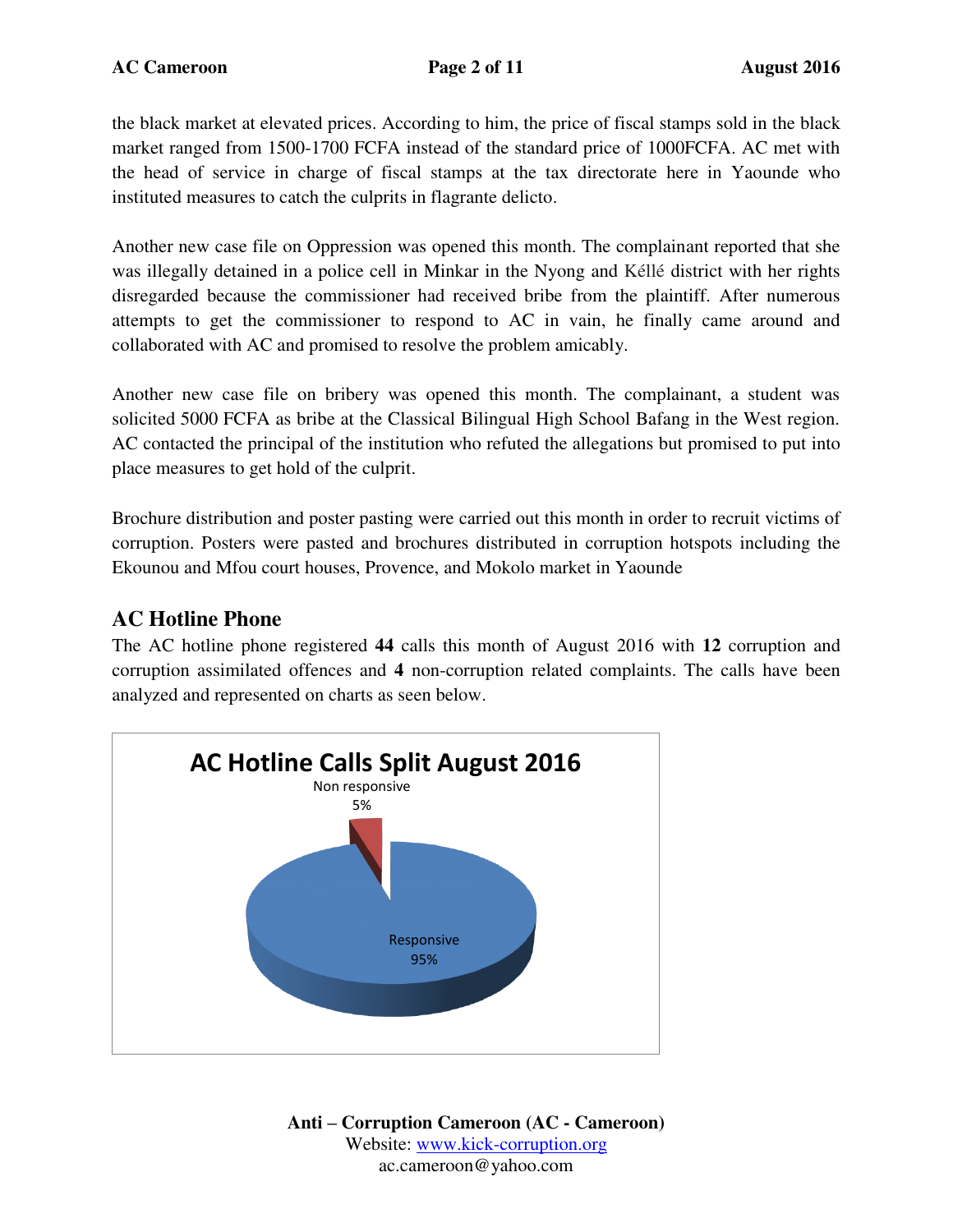the black market at elevated prices. According to him, the price of fiscal stamps sold in the black market ranged from 1500-1700 FCFA instead of the standard price of 1000FCFA. AC met with the head of service in charge of fiscal stamps at the tax directorate here in Yaounde who instituted measures to catch the culprits in flagrante delicto.

Another new case file on Oppression was opened this month. The complainant reported that she was illegally detained in a police cell in Minkar in the Nyong and Kéllé district with her rights disregarded because the commissioner had received bribe from the plaintiff. After numerous attempts to get the commissioner to respond to AC in vain, he finally came around and collaborated with AC and promised to resolve the problem amicably.

Another new case file on bribery was opened this month. The complainant, a student was solicited 5000 FCFA as bribe at the Classical Bilingual High School Bafang in the West region. AC contacted the principal of the institution who refuted the allegations but promised to put into place measures to get hold of the culprit.

Brochure distribution and poster pasting were carried out this month in order to recruit victims of corruption. Posters were pasted and brochures distributed in corruption hotspots including the Ekounou and Mfou court houses, Provence, and Mokolo market in Yaounde

## AC Hotline Phone

The AC hotline phone registered **44** calls this month of August 2016 with **12** corruption and corruption assimilated offences and **4** non-corruption related complaints. The calls have been analyzed and represented on charts as seen below.

**AC Hotline Calls Split August 2016**

Non responsive 5%

Responsive 95%

**Anti – Corruption Cameroon (AC - Cameroon)**
Website: www.kick-corruption.org
ac.cameroon@yahoo.com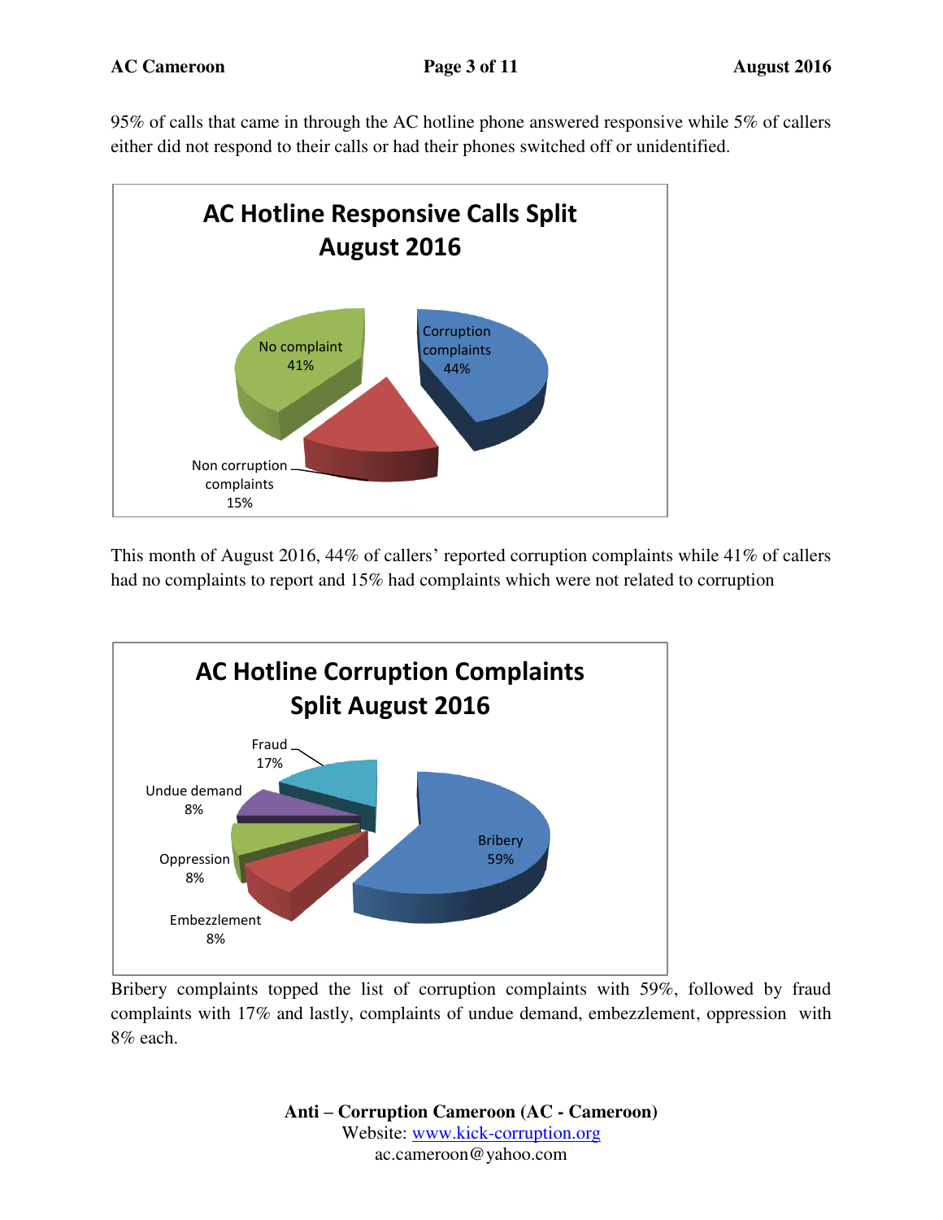95% of calls that came in through the AC hotline phone answered responsive while 5% of callers either did not respond to their calls or had their phones switched off or unidentified.

**AC Hotline Responsive Calls Split August 2016**

| Category | Percentage |
| --- | --- |
| Corruption complaints | 44% |
| No complaint | 41% |
| Non corruption complaints | 15% |

This month of August 2016, 44% of callers' reported corruption complaints while 41% of callers had no complaints to report and 15% had complaints which were not related to corruption

**AC Hotline Corruption Complaints Split August 2016**

| Category | Percentage |
| --- | --- |
| Bribery | 59% |
| Fraud | 17% |
| Undue demand | 8% |
| Oppression | 8% |
| Embezzlement | 8% |

Bribery complaints topped the list of corruption complaints with 59%, followed by fraud complaints with 17% and lastly, complaints of undue demand, embezzlement, oppression with 8% each.

**Anti – Corruption Cameroon (AC - Cameroon)**
Website: www.kick-corruption.org
ac.cameroon@yahoo.com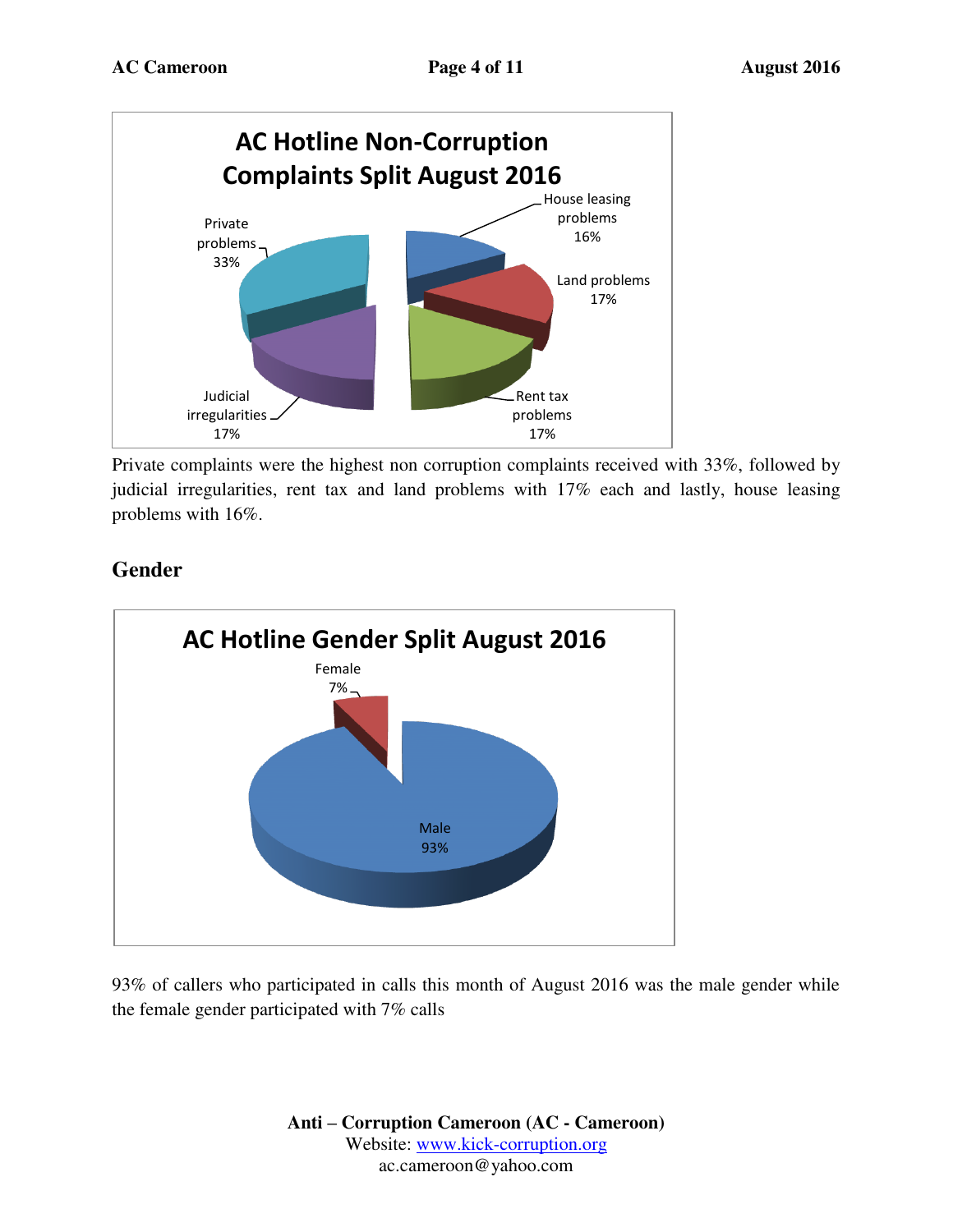Private complaints were the highest non corruption complaints received with 33%, followed by judicial irregularities, rent tax and land problems with 17% each and lastly, house leasing problems with 16%.

## Gender

93% of callers who participated in calls this month of August 2016 was the male gender while the female gender participated with 7% calls

**Anti – Corruption Cameroon (AC - Cameroon)**
Website: www.kick-corruption.org
ac.cameroon@yahoo.com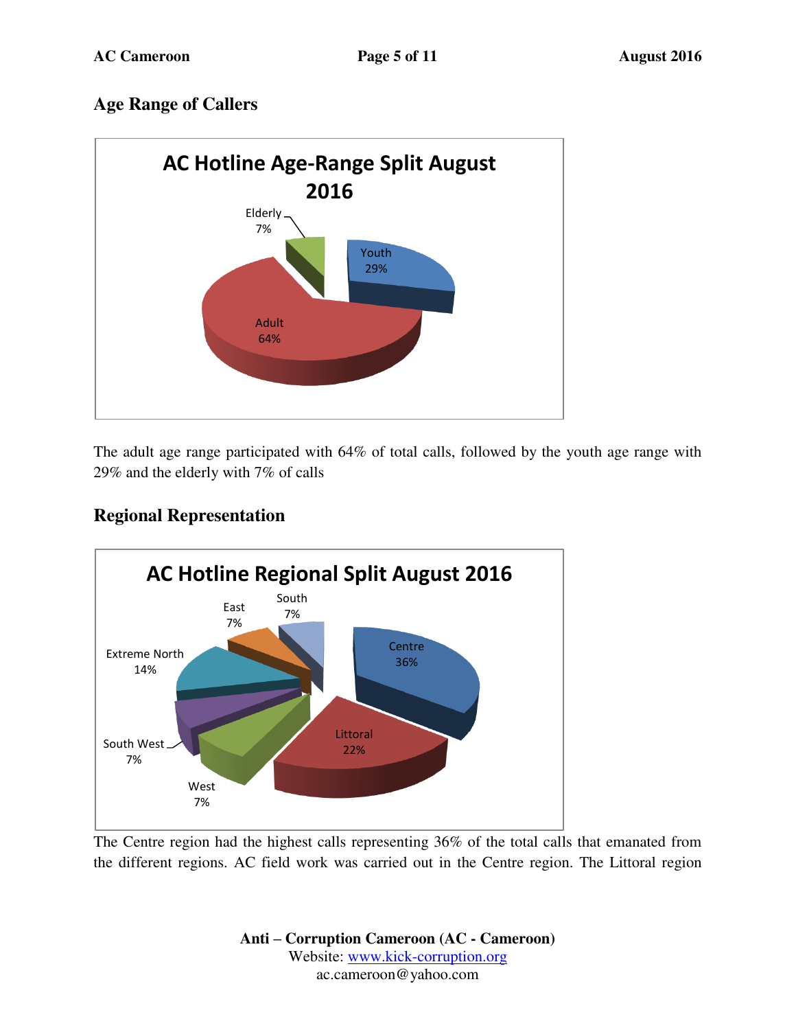## Age Range of Callers

The adult age range participated with 64% of total calls, followed by the youth age range with 29% and the elderly with 7% of calls

## Regional Representation

The Centre region had the highest calls representing 36% of the total calls that emanated from the different regions. AC field work was carried out in the Centre region. The Littoral region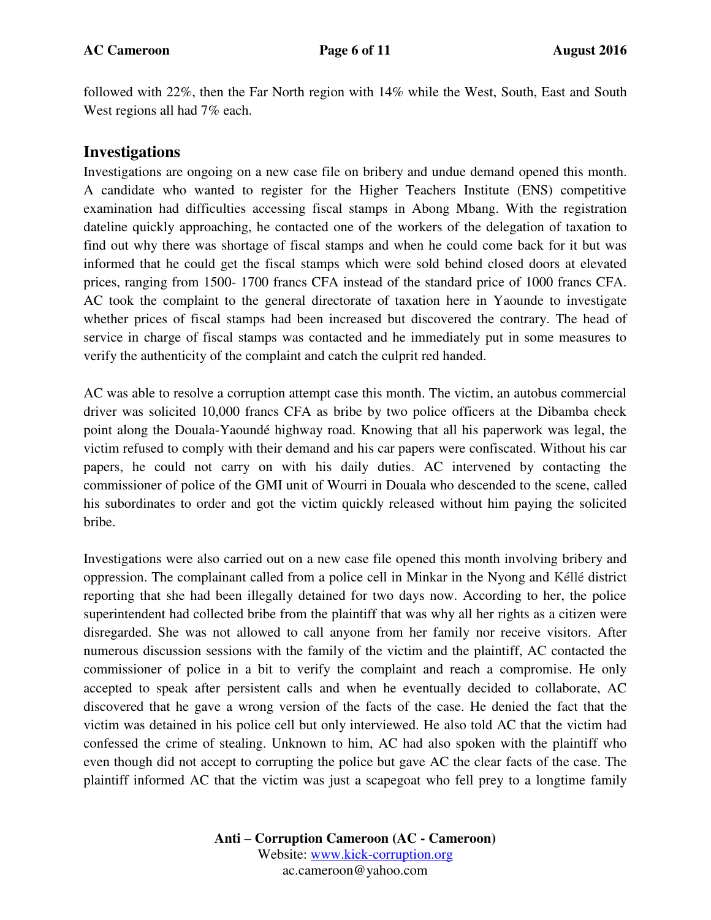followed with 22%, then the Far North region with 14% while the West, South, East and South West regions all had 7% each.

## Investigations

Investigations are ongoing on a new case file on bribery and undue demand opened this month. A candidate who wanted to register for the Higher Teachers Institute (ENS) competitive examination had difficulties accessing fiscal stamps in Abong Mbang. With the registration dateline quickly approaching, he contacted one of the workers of the delegation of taxation to find out why there was shortage of fiscal stamps and when he could come back for it but was informed that he could get the fiscal stamps which were sold behind closed doors at elevated prices, ranging from 1500- 1700 francs CFA instead of the standard price of 1000 francs CFA. AC took the complaint to the general directorate of taxation here in Yaounde to investigate whether prices of fiscal stamps had been increased but discovered the contrary. The head of service in charge of fiscal stamps was contacted and he immediately put in some measures to verify the authenticity of the complaint and catch the culprit red handed.

AC was able to resolve a corruption attempt case this month. The victim, an autobus commercial driver was solicited 10,000 francs CFA as bribe by two police officers at the Dibamba check point along the Douala-Yaoundé highway road. Knowing that all his paperwork was legal, the victim refused to comply with their demand and his car papers were confiscated. Without his car papers, he could not carry on with his daily duties. AC intervened by contacting the commissioner of police of the GMI unit of Wourri in Douala who descended to the scene, called his subordinates to order and got the victim quickly released without him paying the solicited bribe.

Investigations were also carried out on a new case file opened this month involving bribery and oppression. The complainant called from a police cell in Minkar in the Nyong and Kéllé district reporting that she had been illegally detained for two days now. According to her, the police superintendent had collected bribe from the plaintiff that was why all her rights as a citizen were disregarded. She was not allowed to call anyone from her family nor receive visitors. After numerous discussion sessions with the family of the victim and the plaintiff, AC contacted the commissioner of police in a bit to verify the complaint and reach a compromise. He only accepted to speak after persistent calls and when he eventually decided to collaborate, AC discovered that he gave a wrong version of the facts of the case. He denied the fact that the victim was detained in his police cell but only interviewed. He also told AC that the victim had confessed the crime of stealing. Unknown to him, AC had also spoken with the plaintiff who even though did not accept to corrupting the police but gave AC the clear facts of the case. The plaintiff informed AC that the victim was just a scapegoat who fell prey to a longtime family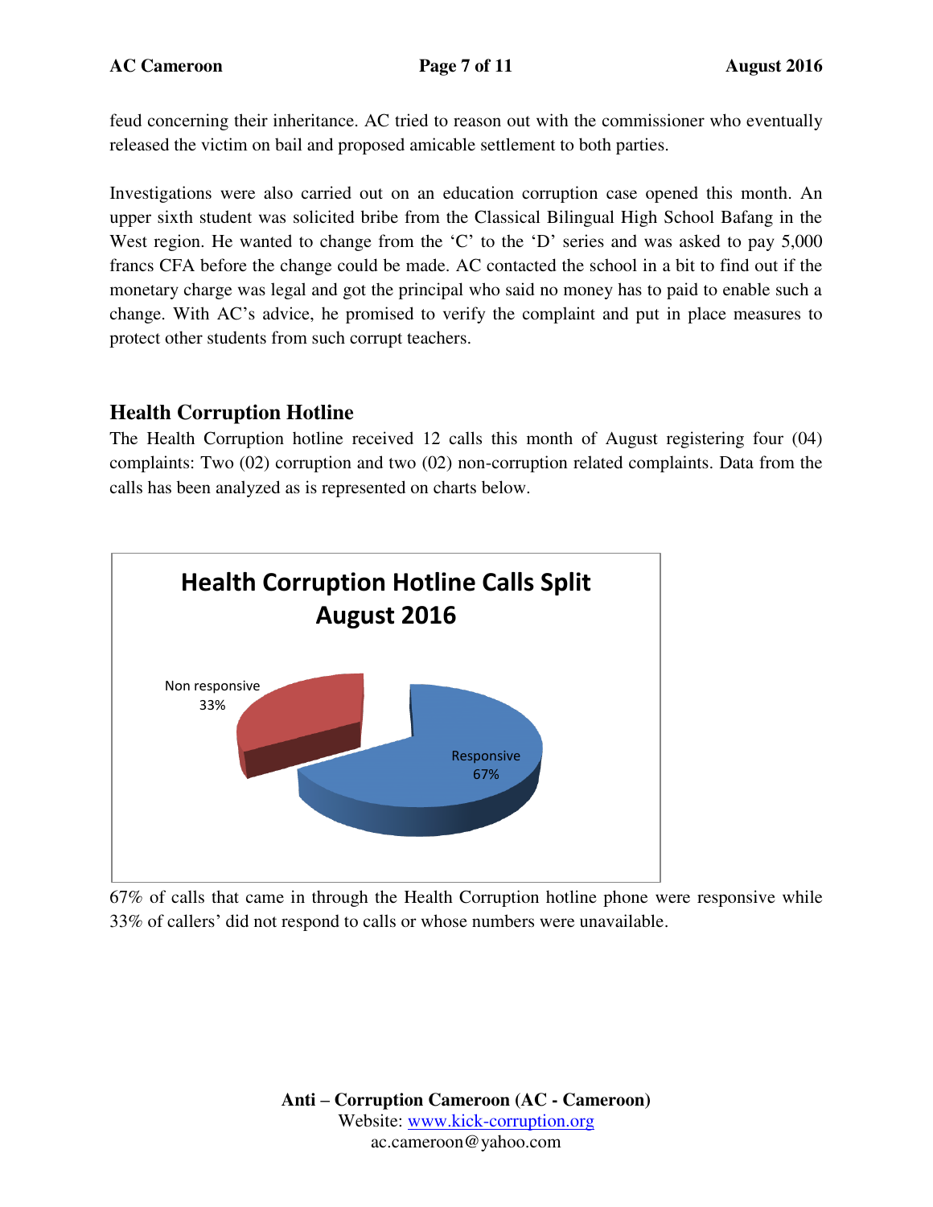feud concerning their inheritance. AC tried to reason out with the commissioner who eventually released the victim on bail and proposed amicable settlement to both parties.

Investigations were also carried out on an education corruption case opened this month. An upper sixth student was solicited bribe from the Classical Bilingual High School Bafang in the West region. He wanted to change from the 'C' to the 'D' series and was asked to pay 5,000 francs CFA before the change could be made. AC contacted the school in a bit to find out if the monetary charge was legal and got the principal who said no money has to paid to enable such a change. With AC's advice, he promised to verify the complaint and put in place measures to protect other students from such corrupt teachers.

## Health Corruption Hotline

The Health Corruption hotline received 12 calls this month of August registering four (04) complaints: Two (02) corruption and two (02) non-corruption related complaints. Data from the calls has been analyzed as is represented on charts below.

**Health Corruption Hotline Calls Split August 2016**

| Category | Share |
| --- | --- |
| Responsive | 67% |
| Non responsive | 33% |

67% of calls that came in through the Health Corruption hotline phone were responsive while 33% of callers' did not respond to calls or whose numbers were unavailable.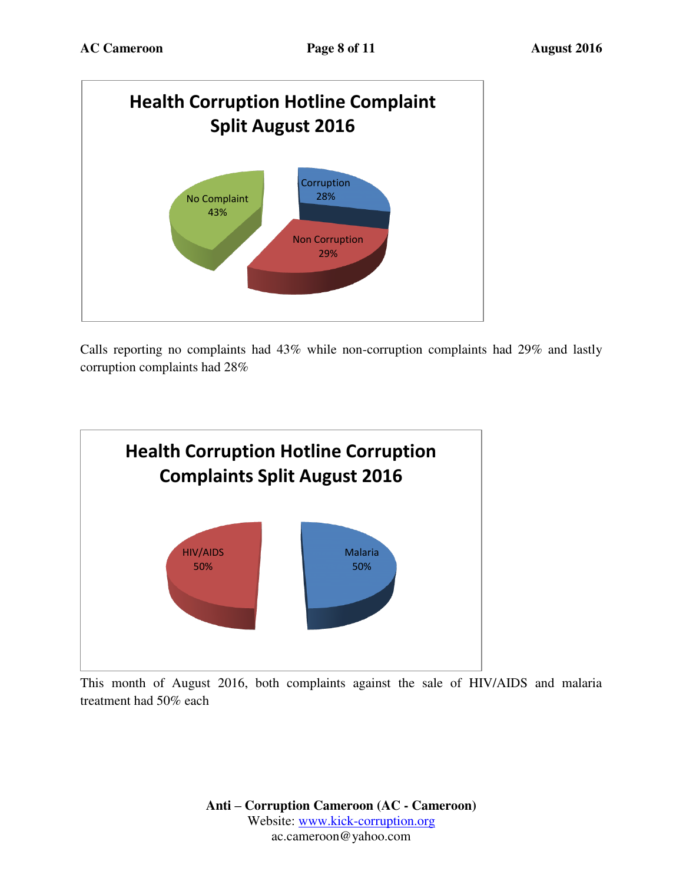**Health Corruption Hotline Complaint Split August 2016**

- No Complaint 43%
- Corruption 28%
- Non Corruption 29%

Calls reporting no complaints had 43% while non-corruption complaints had 29% and lastly corruption complaints had 28%

**Health Corruption Hotline Corruption Complaints Split August 2016**

- HIV/AIDS 50%
- Malaria 50%

This month of August 2016, both complaints against the sale of HIV/AIDS and malaria treatment had 50% each

**Anti – Corruption Cameroon (AC - Cameroon)**
Website: www.kick-corruption.org
ac.cameroon@yahoo.com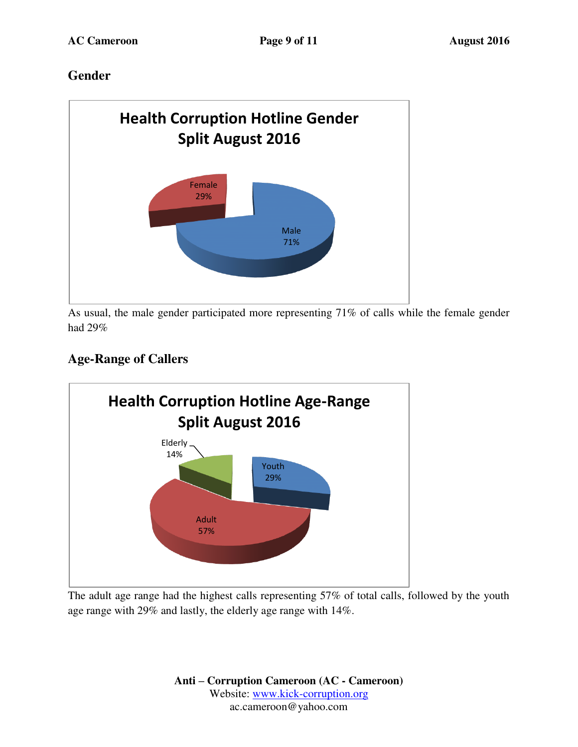## Gender

**Health Corruption Hotline Gender Split August 2016**

Female 29%

Male 71%

As usual, the male gender participated more representing 71% of calls while the female gender had 29%

## Age-Range of Callers

**Health Corruption Hotline Age-Range Split August 2016**

Elderly 14%

Youth 29%

Adult 57%

The adult age range had the highest calls representing 57% of total calls, followed by the youth age range with 29% and lastly, the elderly age range with 14%.

**Anti – Corruption Cameroon (AC - Cameroon)**
Website: www.kick-corruption.org
ac.cameroon@yahoo.com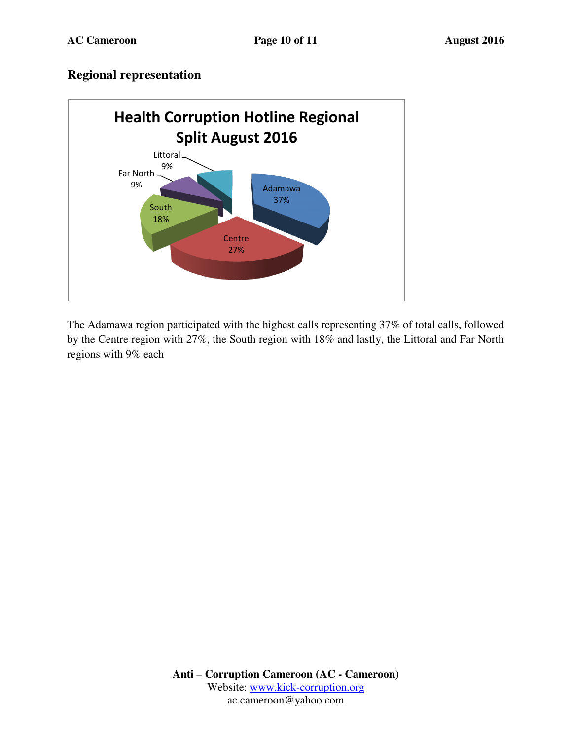## Regional representation

**Health Corruption Hotline Regional Split August 2016**

| Region | Share |
|---|---|
| Adamawa | 37% |
| Centre | 27% |
| South | 18% |
| Far North | 9% |
| Littoral | 9% |

The Adamawa region participated with the highest calls representing 37% of total calls, followed by the Centre region with 27%, the South region with 18% and lastly, the Littoral and Far North regions with 9% each

**Anti – Corruption Cameroon (AC - Cameroon)**
Website: www.kick-corruption.org
ac.cameroon@yahoo.com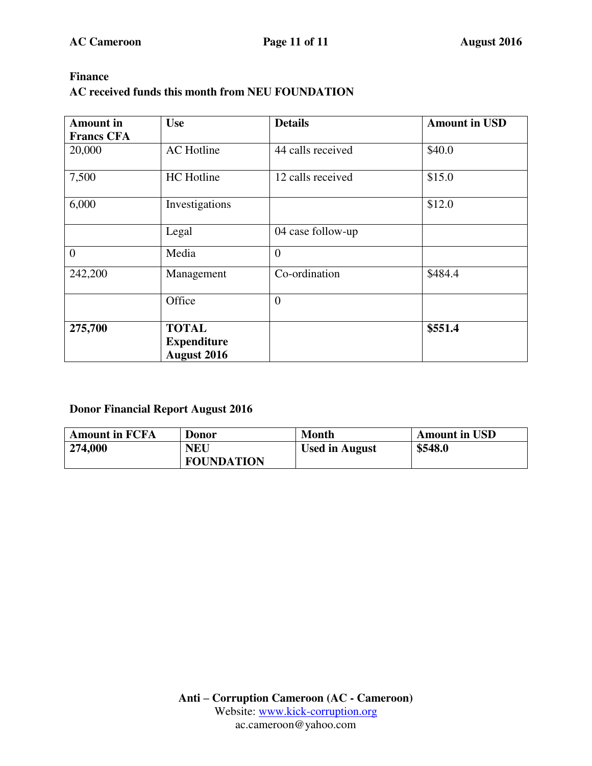**Finance**

**AC received funds this month from NEU FOUNDATION**

| Amount in Francs CFA | Use | Details | Amount in USD |
|---|---|---|---|
| 20,000 | AC Hotline | 44 calls received | $40.0 |
| 7,500 | HC Hotline | 12 calls received | $15.0 |
| 6,000 | Investigations | | $12.0 |
| | Legal | 04 case follow-up | |
| 0 | Media | 0 | |
| 242,200 | Management | Co-ordination | $484.4 |
| | Office | 0 | |
| **275,700** | **TOTAL Expenditure August 2016** | | **$551.4** |

**Donor Financial Report August 2016**

| Amount in FCFA | Donor | Month | Amount in USD |
|---|---|---|---|
| **274,000** | **NEU FOUNDATION** | **Used in August** | **$548.0** |

**Anti – Corruption Cameroon (AC - Cameroon)**
Website: www.kick-corruption.org
ac.cameroon@yahoo.com